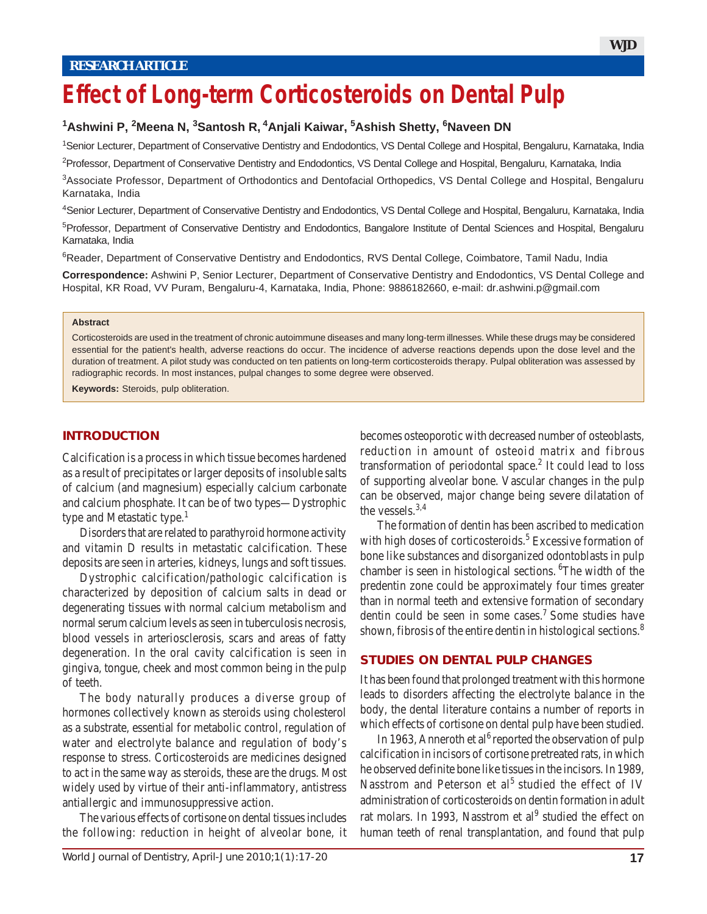RESEARCH ARTICLE

# Effect of Long-term Corticosteroids on Dental Pulp

**[1]Ashwini P, [2]Meena N, [3]Santosh R, [4]Anjali Kaiwar, [5]Ashish Shetty, [6]Naveen DN**

[1]Senior Lecturer, Department of Conservative Dentistry and Endodontics, VS Dental College and Hospital, Bengaluru, Karnataka, India

[2]Professor, Department of Conservative Dentistry and Endodontics, VS Dental College and Hospital, Bengaluru, Karnataka, India

[3]Associate Professor, Department of Orthodontics and Dentofacial Orthopedics, VS Dental College and Hospital, Bengaluru Karnataka, India

[4]Senior Lecturer, Department of Conservative Dentistry and Endodontics, VS Dental College and Hospital, Bengaluru, Karnataka, India

[5]Professor, Department of Conservative Dentistry and Endodontics, Bangalore Institute of Dental Sciences and Hospital, Bengaluru Karnataka, India

[6]Reader, Department of Conservative Dentistry and Endodontics, RVS Dental College, Coimbatore, Tamil Nadu, India

**Correspondence:** Ashwini P, Senior Lecturer, Department of Conservative Dentistry and Endodontics, VS Dental College and Hospital, KR Road, VV Puram, Bengaluru-4, Karnataka, India, Phone: 9886182660, e-mail: dr.ashwini.p@gmail.com

**Abstract**

Corticosteroids are used in the treatment of chronic autoimmune diseases and many long-term illnesses. While these drugs may be considered essential for the patient's health, adverse reactions do occur. The incidence of adverse reactions depends upon the dose level and the duration of treatment. A pilot study was conducted on ten patients on long-term corticosteroids therapy. Pulpal obliteration was assessed by radiographic records. In most instances, pulpal changes to some degree were observed.

**Keywords:** Steroids, pulp obliteration.

## INTRODUCTION

Calcification is a process in which tissue becomes hardened as a result of precipitates or larger deposits of insoluble salts of calcium (and magnesium) especially calcium carbonate and calcium phosphate. It can be of two types—Dystrophic type and Metastatic type.[1]

Disorders that are related to parathyroid hormone activity and vitamin D results in metastatic calcification. These deposits are seen in arteries, kidneys, lungs and soft tissues.

Dystrophic calcification/pathologic calcification is characterized by deposition of calcium salts in dead or degenerating tissues with normal calcium metabolism and normal serum calcium levels as seen in tuberculosis necrosis, blood vessels in arteriosclerosis, scars and areas of fatty degeneration. In the oral cavity calcification is seen in gingiva, tongue, cheek and most common being in the pulp of teeth.

The body naturally produces a diverse group of hormones collectively known as steroids using cholesterol as a substrate, essential for metabolic control, regulation of water and electrolyte balance and regulation of body's response to stress. Corticosteroids are medicines designed to act in the same way as steroids, these are the drugs. Most widely used by virtue of their anti-inflammatory, antistress antiallergic and immunosuppressive action.

The various effects of cortisone on dental tissues includes the following: reduction in height of alveolar bone, it becomes osteoporotic with decreased number of osteoblasts, reduction in amount of osteoid matrix and fibrous transformation of periodontal space.[2] It could lead to loss of supporting alveolar bone. Vascular changes in the pulp can be observed, major change being severe dilatation of the vessels.[3,4]

The formation of dentin has been ascribed to medication with high doses of corticosteroids.[5] Excessive formation of bone like substances and disorganized odontoblasts in pulp chamber is seen in histological sections. [6]The width of the predentin zone could be approximately four times greater than in normal teeth and extensive formation of secondary dentin could be seen in some cases.[7] Some studies have shown, fibrosis of the entire dentin in histological sections.[8]

## STUDIES ON DENTAL PULP CHANGES

It has been found that prolonged treatment with this hormone leads to disorders affecting the electrolyte balance in the body, the dental literature contains a number of reports in which effects of cortisone on dental pulp have been studied.

In 1963, Anneroth et al[6] reported the observation of pulp calcification in incisors of cortisone pretreated rats, in which he observed definite bone like tissues in the incisors. In 1989, Nasstrom and Peterson et al[5] studied the effect of IV administration of corticosteroids on dentin formation in adult rat molars. In 1993, Nasstrom et al[9] studied the effect on human teeth of renal transplantation, and found that pulp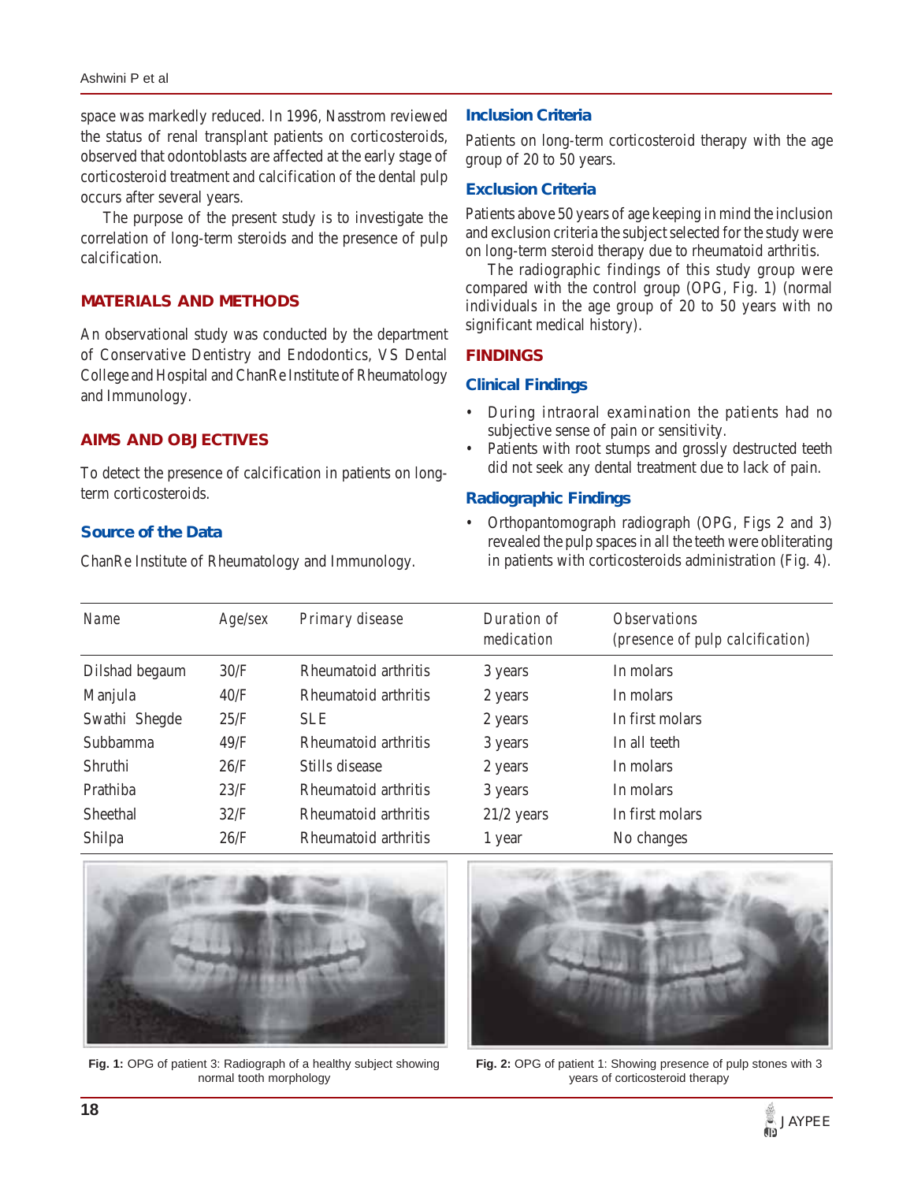space was markedly reduced. In 1996, Nasstrom reviewed the status of renal transplant patients on corticosteroids, observed that odontoblasts are affected at the early stage of corticosteroid treatment and calcification of the dental pulp occurs after several years.

The purpose of the present study is to investigate the correlation of long-term steroids and the presence of pulp calcification.

## MATERIALS AND METHODS

An observational study was conducted by the department of Conservative Dentistry and Endodontics, VS Dental College and Hospital and ChanRe Institute of Rheumatology and Immunology.

## AIMS AND OBJECTIVES

To detect the presence of calcification in patients on long-term corticosteroids.

### Source of the Data

ChanRe Institute of Rheumatology and Immunology.

### Inclusion Criteria

Patients on long-term corticosteroid therapy with the age group of 20 to 50 years.

### Exclusion Criteria

Patients above 50 years of age keeping in mind the inclusion and exclusion criteria the subject selected for the study were on long-term steroid therapy due to rheumatoid arthritis.

The radiographic findings of this study group were compared with the control group (OPG, Fig. 1) (normal individuals in the age group of 20 to 50 years with no significant medical history).

## FINDINGS

### Clinical Findings

- During intraoral examination the patients had no subjective sense of pain or sensitivity.
- Patients with root stumps and grossly destructed teeth did not seek any dental treatment due to lack of pain.

### Radiographic Findings

- Orthopantomograph radiograph (OPG, Figs 2 and 3) revealed the pulp spaces in all the teeth were obliterating in patients with corticosteroids administration (Fig. 4).

| Name | Age/sex | Primary disease | Duration of medication | Observations (presence of pulp calcification) |
|---|---|---|---|---|
| Dilshad begaum | 30/F | Rheumatoid arthritis | 3 years | In molars |
| Manjula | 40/F | Rheumatoid arthritis | 2 years | In molars |
| Swathi Shegde | 25/F | SLE | 2 years | In first molars |
| Subbamma | 49/F | Rheumatoid arthritis | 3 years | In all teeth |
| Shruthi | 26/F | Stills disease | 2 years | In molars |
| Prathiba | 23/F | Rheumatoid arthritis | 3 years | In molars |
| Sheethal | 32/F | Rheumatoid arthritis | 21/2 years | In first molars |
| Shilpa | 26/F | Rheumatoid arthritis | 1 year | No changes |

**Fig. 1:** OPG of patient 3: Radiograph of a healthy subject showing normal tooth morphology

**Fig. 2:** OPG of patient 1: Showing presence of pulp stones with 3 years of corticosteroid therapy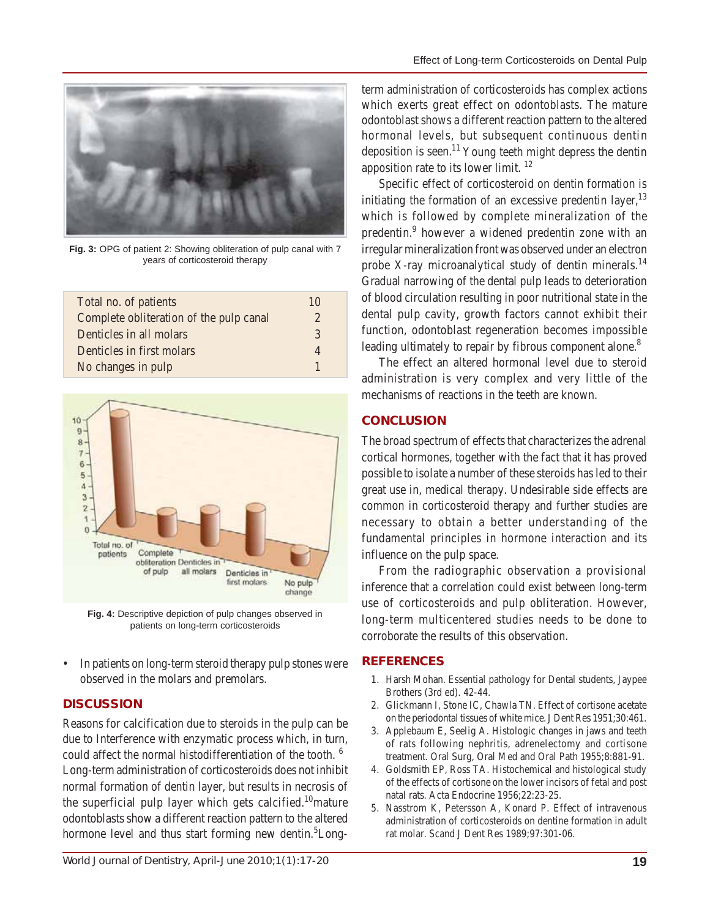Fig. 3: OPG of patient 2: Showing obliteration of pulp canal with 7 years of corticosteroid therapy

| Total no. of patients | 10 |
|---|---|
| Complete obliteration of the pulp canal | 2 |
| Denticles in all molars | 3 |
| Denticles in first molars | 4 |
| No changes in pulp | 1 |

Fig. 4: Descriptive depiction of pulp changes observed in patients on long-term corticosteroids

- In patients on long-term steroid therapy pulp stones were observed in the molars and premolars.

## DISCUSSION

Reasons for calcification due to steroids in the pulp can be due to Interference with enzymatic process which, in turn, could affect the normal histodifferentiation of the tooth. [6] Long-term administration of corticosteroids does not inhibit normal formation of dentin layer, but results in necrosis of the superficial pulp layer which gets calcified.[10]mature odontoblasts show a different reaction pattern to the altered hormone level and thus start forming new dentin.[5]Long-term administration of corticosteroids has complex actions which exerts great effect on odontoblasts. The mature odontoblast shows a different reaction pattern to the altered hormonal levels, but subsequent continuous dentin deposition is seen.[11] Young teeth might depress the dentin apposition rate to its lower limit. [12]

Specific effect of corticosteroid on dentin formation is initiating the formation of an excessive predentin layer,[13] which is followed by complete mineralization of the predentin.[9] however a widened predentin zone with an irregular mineralization front was observed under an electron probe X-ray microanalytical study of dentin minerals.[14] Gradual narrowing of the dental pulp leads to deterioration of blood circulation resulting in poor nutritional state in the dental pulp cavity, growth factors cannot exhibit their function, odontoblast regeneration becomes impossible leading ultimately to repair by fibrous component alone.[8]

The effect an altered hormonal level due to steroid administration is very complex and very little of the mechanisms of reactions in the teeth are known.

## CONCLUSION

The broad spectrum of effects that characterizes the adrenal cortical hormones, together with the fact that it has proved possible to isolate a number of these steroids has led to their great use in, medical therapy. Undesirable side effects are common in corticosteroid therapy and further studies are necessary to obtain a better understanding of the fundamental principles in hormone interaction and its influence on the pulp space.

From the radiographic observation a provisional inference that a correlation could exist between long-term use of corticosteroids and pulp obliteration. However, long-term multicentered studies needs to be done to corroborate the results of this observation.

## REFERENCES

1. Harsh Mohan. Essential pathology for Dental students, Jaypee Brothers (3rd ed). 42-44.
2. Glickmann I, Stone IC, Chawla TN. Effect of cortisone acetate on the periodontal tissues of white mice. J Dent Res 1951;30:461.
3. Applebaum E, Seelig A. Histologic changes in jaws and teeth of rats following nephritis, adrenelectomy and cortisone treatment. Oral Surg, Oral Med and Oral Path 1955;8:881-91.
4. Goldsmith EP, Ross TA. Histochemical and histological study of the effects of cortisone on the lower incisors of fetal and post natal rats. Acta Endocrine 1956;22:23-25.
5. Nasstrom K, Petersson A, Konard P. Effect of intravenous administration of corticosteroids on dentine formation in adult rat molar. Scand J Dent Res 1989;97:301-06.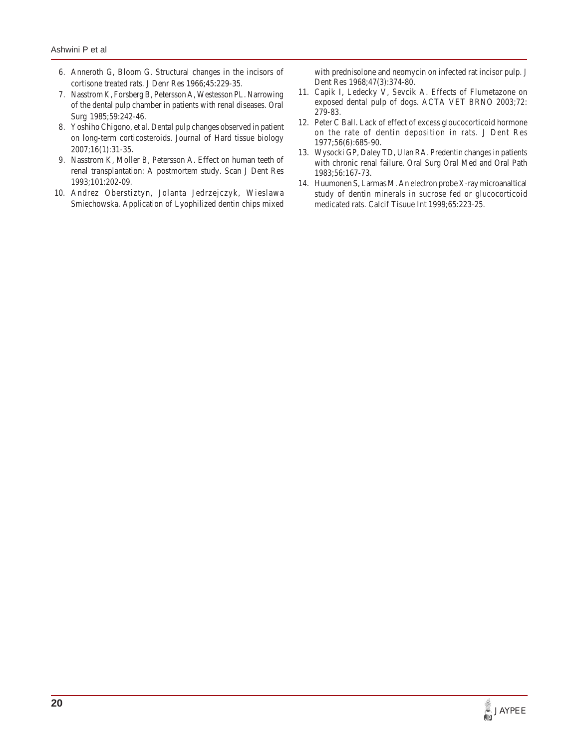6. Anneroth G, Bloom G. Structural changes in the incisors of cortisone treated rats. J Denr Res 1966;45:229-35.
7. Nasstrom K, Forsberg B, Petersson A, Westesson PL. Narrowing of the dental pulp chamber in patients with renal diseases. Oral Surg 1985;59:242-46.
8. Yoshiho Chigono, et al. Dental pulp changes observed in patient on long-term corticosteroids. Journal of Hard tissue biology 2007;16(1):31-35.
9. Nasstrom K, Moller B, Petersson A. Effect on human teeth of renal transplantation: A postmortem study. Scan J Dent Res 1993;101:202-09.
10. Andrez Oberstiztyn, Jolanta Jedrzejczyk, Wieslawa Smiechowska. Application of Lyophilized dentin chips mixed with prednisolone and neomycin on infected rat incisor pulp. J Dent Res 1968;47(3):374-80.
11. Capik I, Ledecky V, Sevcik A. Effects of Flumetazone on exposed dental pulp of dogs. ACTA VET BRNO 2003;72: 279-83.
12. Peter C Ball. Lack of effect of excess gloucocorticoid hormone on the rate of dentin deposition in rats. J Dent Res 1977;56(6):685-90.
13. Wysocki GP, Daley TD, Ulan RA. Predentin changes in patients with chronic renal failure. Oral Surg Oral Med and Oral Path 1983;56:167-73.
14. Huumonen S, Larmas M. An electron probe X-ray microanaltical study of dentin minerals in sucrose fed or glucocorticoid medicated rats. Calcif Tisuue Int 1999;65:223-25.